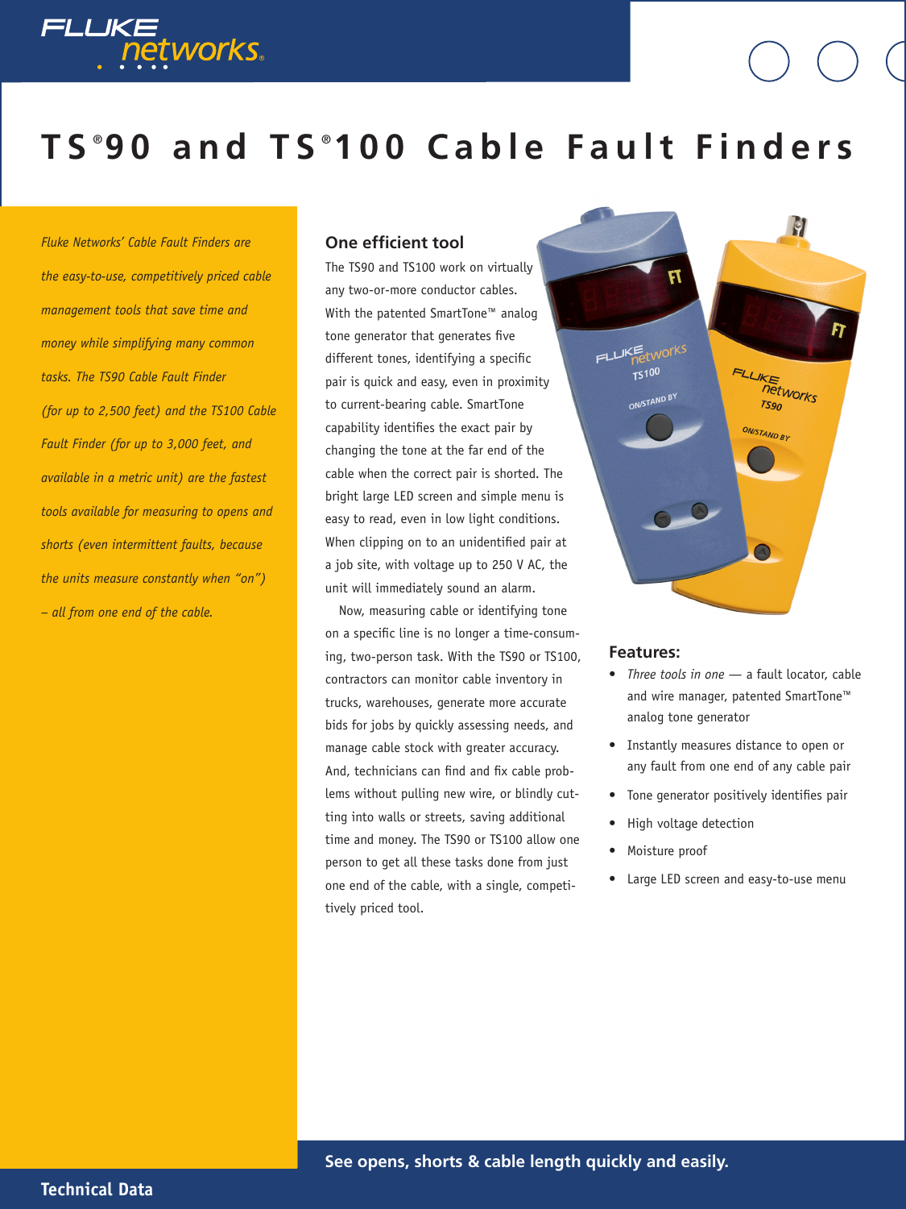# TS®90 and TS®100 Cable Fault Finders

*Fluke Networks' Cable Fault Finders are the easy-to-use, competitively priced cable management tools that save time and money while simplifying many common tasks. The TS90 Cable Fault Finder (for up to 2,500 feet) and the TS100 Cable Fault Finder (for up to 3,000 feet, and available in a metric unit) are the fastest tools available for measuring to opens and shorts (even intermittent faults, because the units measure constantly when "on") – all from one end of the cable.*

## One efficient tool

The TS90 and TS100 work on virtually any two-or-more conductor cables. With the patented SmartTone™ analog tone generator that generates five different tones, identifying a specific pair is quick and easy, even in proximity to current-bearing cable. SmartTone capability identifies the exact pair by changing the tone at the far end of the cable when the correct pair is shorted. The bright large LED screen and simple menu is easy to read, even in low light conditions. When clipping on to an unidentified pair at a job site, with voltage up to 250 V AC, the unit will immediately sound an alarm.

Now, measuring cable or identifying tone on a specific line is no longer a time-consuming, two-person task. With the TS90 or TS100, contractors can monitor cable inventory in trucks, warehouses, generate more accurate bids for jobs by quickly assessing needs, and manage cable stock with greater accuracy. And, technicians can find and fix cable problems without pulling new wire, or blindly cutting into walls or streets, saving additional time and money. The TS90 or TS100 allow one person to get all these tasks done from just one end of the cable, with a single, competitively priced tool.

## Features:

- *Three tools in one* — a fault locator, cable and wire manager, patented SmartTone™ analog tone generator
- Instantly measures distance to open or any fault from one end of any cable pair
- Tone generator positively identifies pair
- High voltage detection
- Moisture proof
- Large LED screen and easy-to-use menu

**See opens, shorts & cable length quickly and easily.**

**Technical Data**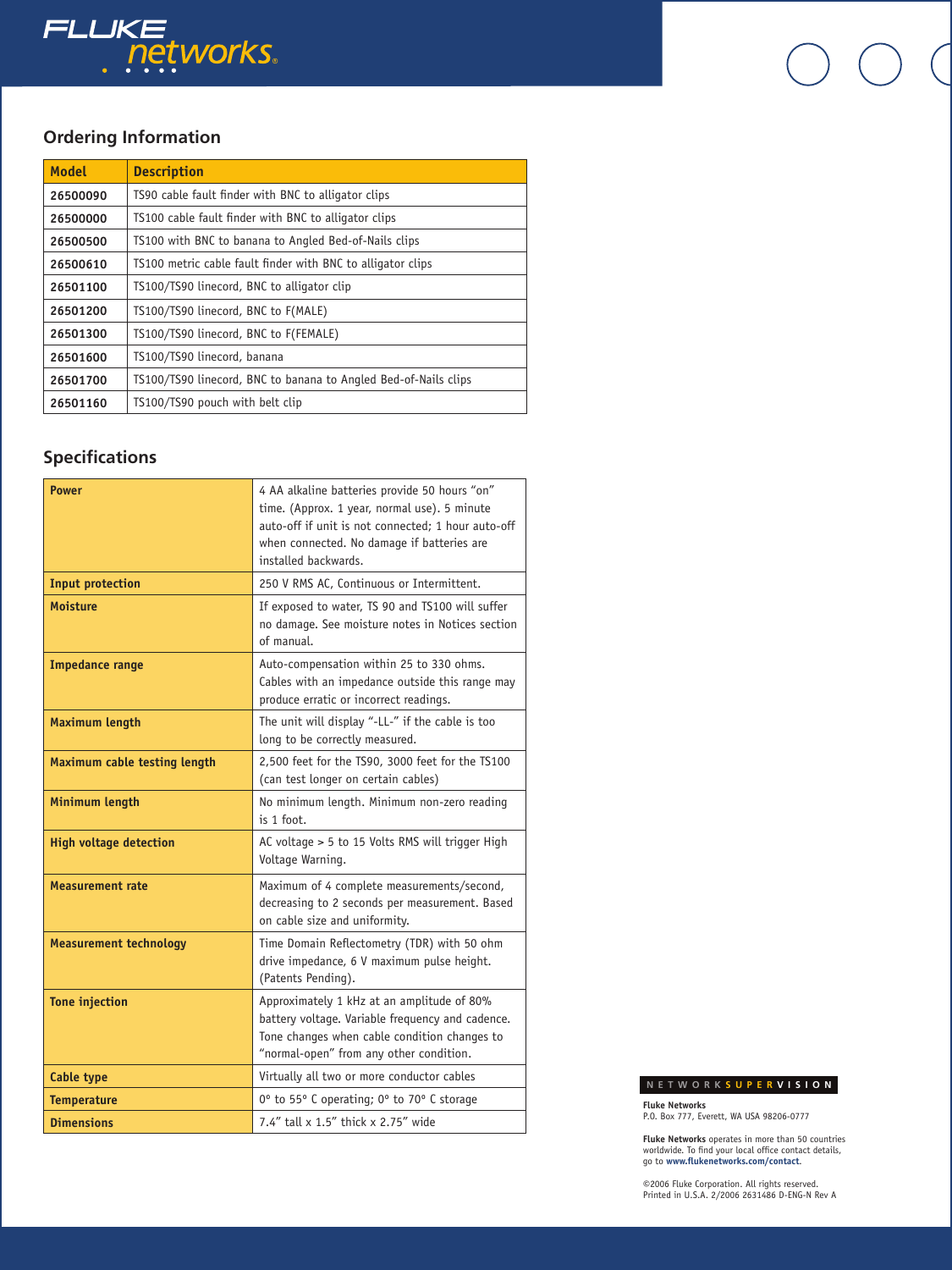## Ordering Information

| Model | Description |
|---|---|
| 26500090 | TS90 cable fault finder with BNC to alligator clips |
| 26500000 | TS100 cable fault finder with BNC to alligator clips |
| 26500500 | TS100 with BNC to banana to Angled Bed-of-Nails clips |
| 26500610 | TS100 metric cable fault finder with BNC to alligator clips |
| 26501100 | TS100/TS90 linecord, BNC to alligator clip |
| 26501200 | TS100/TS90 linecord, BNC to F(MALE) |
| 26501300 | TS100/TS90 linecord, BNC to F(FEMALE) |
| 26501600 | TS100/TS90 linecord, banana |
| 26501700 | TS100/TS90 linecord, BNC to banana to Angled Bed-of-Nails clips |
| 26501160 | TS100/TS90 pouch with belt clip |

## Specifications

| | |
|---|---|
| **Power** | 4 AA alkaline batteries provide 50 hours "on" time. (Approx. 1 year, normal use). 5 minute auto-off if unit is not connected; 1 hour auto-off when connected. No damage if batteries are installed backwards. |
| **Input protection** | 250 V RMS AC, Continuous or Intermittent. |
| **Moisture** | If exposed to water, TS 90 and TS100 will suffer no damage. See moisture notes in Notices section of manual. |
| **Impedance range** | Auto-compensation within 25 to 330 ohms. Cables with an impedance outside this range may produce erratic or incorrect readings. |
| **Maximum length** | The unit will display "-LL-" if the cable is too long to be correctly measured. |
| **Maximum cable testing length** | 2,500 feet for the TS90, 3000 feet for the TS100 (can test longer on certain cables) |
| **Minimum length** | No minimum length. Minimum non-zero reading is 1 foot. |
| **High voltage detection** | AC voltage > 5 to 15 Volts RMS will trigger High Voltage Warning. |
| **Measurement rate** | Maximum of 4 complete measurements/second, decreasing to 2 seconds per measurement. Based on cable size and uniformity. |
| **Measurement technology** | Time Domain Reflectometry (TDR) with 50 ohm drive impedance, 6 V maximum pulse height. (Patents Pending). |
| **Tone injection** | Approximately 1 kHz at an amplitude of 80% battery voltage. Variable frequency and cadence. Tone changes when cable condition changes to "normal-open" from any other condition. |
| **Cable type** | Virtually all two or more conductor cables |
| **Temperature** | 0° to 55° C operating; 0° to 70° C storage |
| **Dimensions** | 7.4" tall x 1.5" thick x 2.75" wide |

NETWORKSUPERVISION

**Fluke Networks**
P.O. Box 777, Everett, WA USA 98206-0777

**Fluke Networks** operates in more than 50 countries worldwide. To find your local office contact details, go to **www.flukenetworks.com/contact**.

©2006 Fluke Corporation. All rights reserved.
Printed in U.S.A. 2/2006 2631486 D-ENG-N Rev A